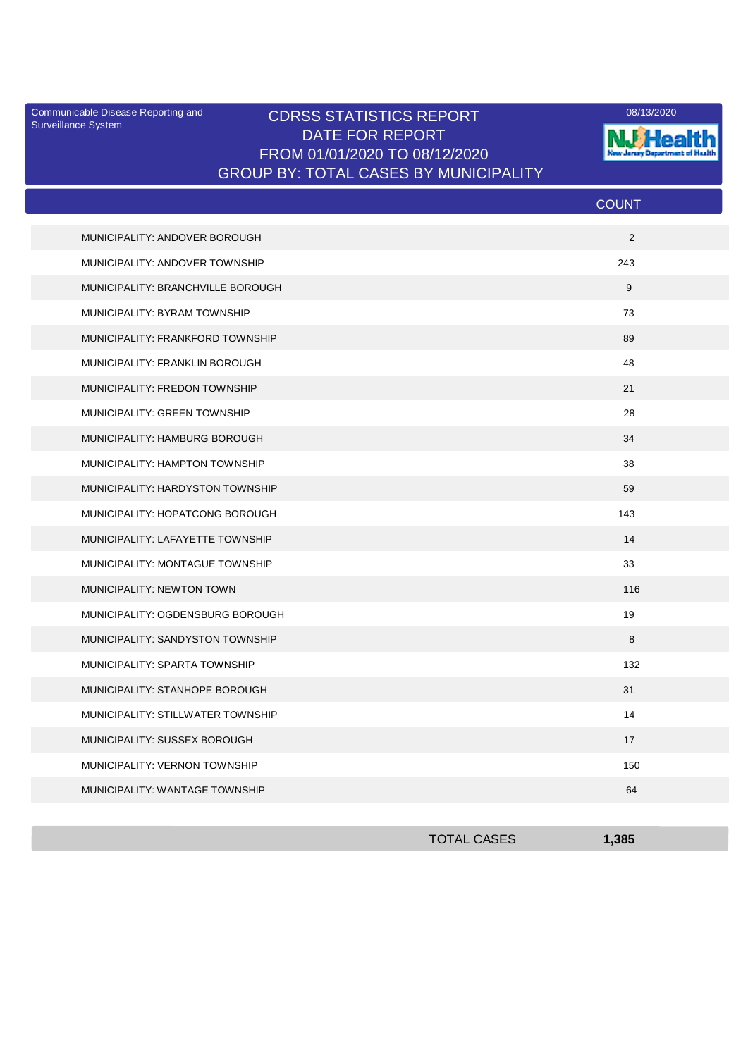Communicable Disease Reporting and Surveillance System

# CDRSS STATISTICS REPORT
## DATE FOR REPORT
## FROM 01/01/2020 TO 08/12/2020
## GROUP BY: TOTAL CASES BY MUNICIPALITY

08/13/2020

| | COUNT |
|---|---|
| MUNICIPALITY: ANDOVER BOROUGH | 2 |
| MUNICIPALITY: ANDOVER TOWNSHIP | 243 |
| MUNICIPALITY: BRANCHVILLE BOROUGH | 9 |
| MUNICIPALITY: BYRAM TOWNSHIP | 73 |
| MUNICIPALITY: FRANKFORD TOWNSHIP | 89 |
| MUNICIPALITY: FRANKLIN BOROUGH | 48 |
| MUNICIPALITY: FREDON TOWNSHIP | 21 |
| MUNICIPALITY: GREEN TOWNSHIP | 28 |
| MUNICIPALITY: HAMBURG BOROUGH | 34 |
| MUNICIPALITY: HAMPTON TOWNSHIP | 38 |
| MUNICIPALITY: HARDYSTON TOWNSHIP | 59 |
| MUNICIPALITY: HOPATCONG BOROUGH | 143 |
| MUNICIPALITY: LAFAYETTE TOWNSHIP | 14 |
| MUNICIPALITY: MONTAGUE TOWNSHIP | 33 |
| MUNICIPALITY: NEWTON TOWN | 116 |
| MUNICIPALITY: OGDENSBURG BOROUGH | 19 |
| MUNICIPALITY: SANDYSTON TOWNSHIP | 8 |
| MUNICIPALITY: SPARTA TOWNSHIP | 132 |
| MUNICIPALITY: STANHOPE BOROUGH | 31 |
| MUNICIPALITY: STILLWATER TOWNSHIP | 14 |
| MUNICIPALITY: SUSSEX BOROUGH | 17 |
| MUNICIPALITY: VERNON TOWNSHIP | 150 |
| MUNICIPALITY: WANTAGE TOWNSHIP | 64 |
| TOTAL CASES | **1,385** |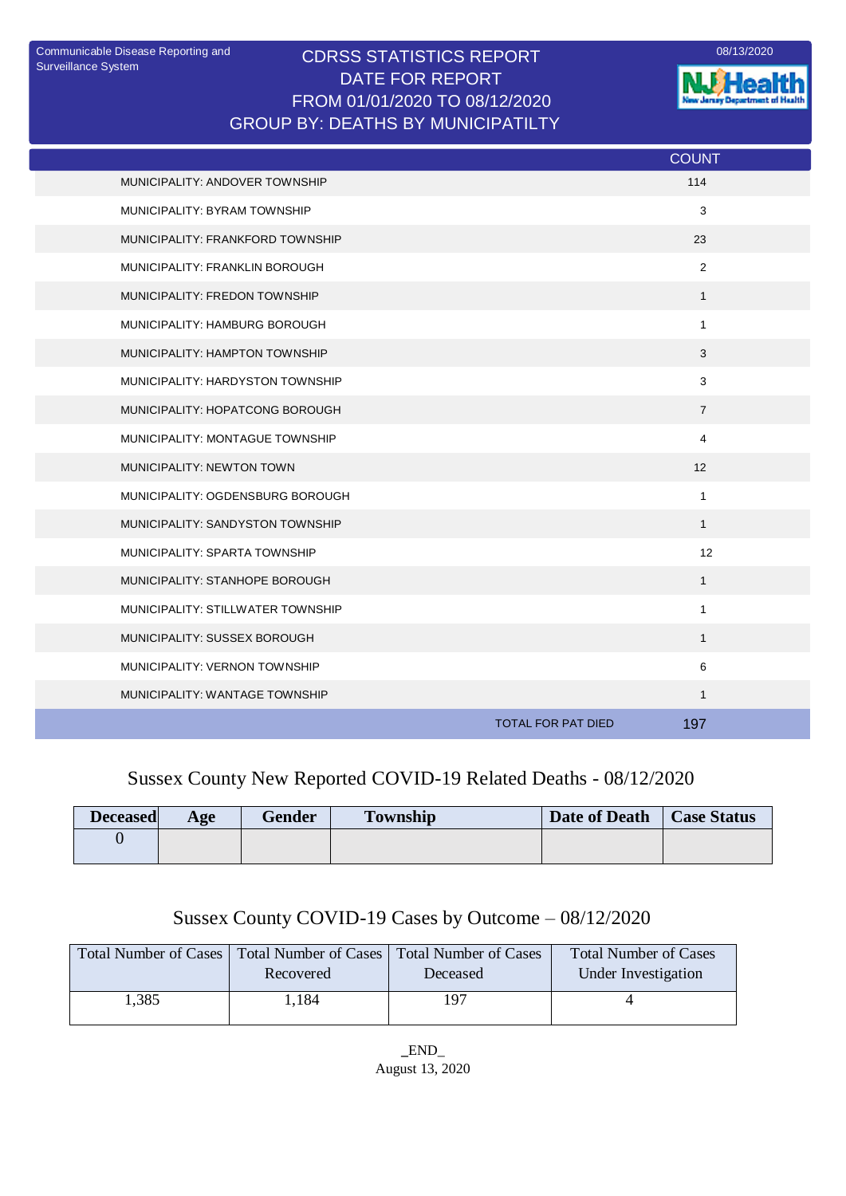Communicable Disease Reporting and Surveillance System

# CDRSS STATISTICS REPORT
# DATE FOR REPORT
# FROM 01/01/2020 TO 08/12/2020
# GROUP BY: DEATHS BY MUNICIPATILTY

08/13/2020

| | COUNT |
|---|---|
| MUNICIPALITY: ANDOVER TOWNSHIP | 114 |
| MUNICIPALITY: BYRAM TOWNSHIP | 3 |
| MUNICIPALITY: FRANKFORD TOWNSHIP | 23 |
| MUNICIPALITY: FRANKLIN BOROUGH | 2 |
| MUNICIPALITY: FREDON TOWNSHIP | 1 |
| MUNICIPALITY: HAMBURG BOROUGH | 1 |
| MUNICIPALITY: HAMPTON TOWNSHIP | 3 |
| MUNICIPALITY: HARDYSTON TOWNSHIP | 3 |
| MUNICIPALITY: HOPATCONG BOROUGH | 7 |
| MUNICIPALITY: MONTAGUE TOWNSHIP | 4 |
| MUNICIPALITY: NEWTON TOWN | 12 |
| MUNICIPALITY: OGDENSBURG BOROUGH | 1 |
| MUNICIPALITY: SANDYSTON TOWNSHIP | 1 |
| MUNICIPALITY: SPARTA TOWNSHIP | 12 |
| MUNICIPALITY: STANHOPE BOROUGH | 1 |
| MUNICIPALITY: STILLWATER TOWNSHIP | 1 |
| MUNICIPALITY: SUSSEX BOROUGH | 1 |
| MUNICIPALITY: VERNON TOWNSHIP | 6 |
| MUNICIPALITY: WANTAGE TOWNSHIP | 1 |
| TOTAL FOR PAT DIED | 197 |

## Sussex County New Reported COVID-19 Related Deaths - 08/12/2020

| Deceased | Age | Gender | Township | Date of Death | Case Status |
|---|---|---|---|---|---|
| 0 | | | | | |

## Sussex County COVID-19 Cases by Outcome – 08/12/2020

| Total Number of Cases | Total Number of Cases Recovered | Total Number of Cases Deceased | Total Number of Cases Under Investigation |
|---|---|---|---|
| 1,385 | 1,184 | 197 | 4 |

_END_

August 13, 2020